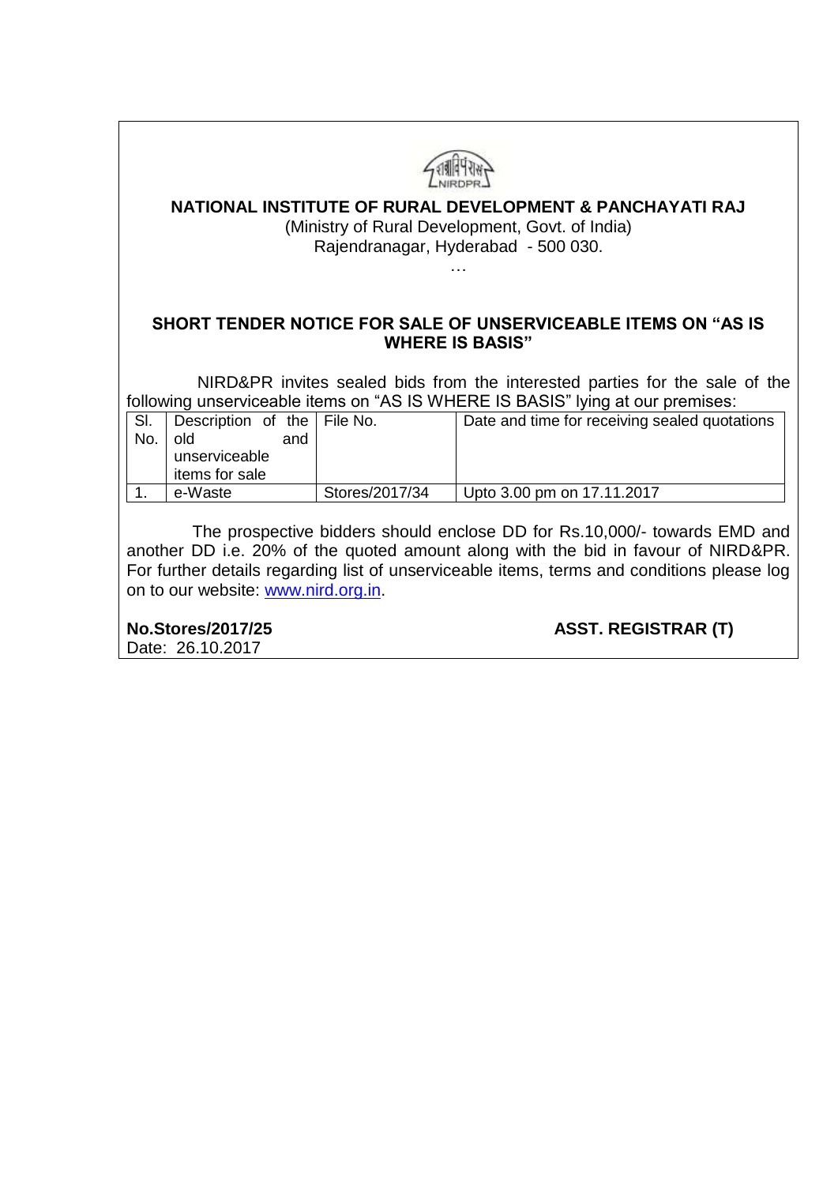# NATIONAL INSTITUTE OF RURAL DEVELOPMENT & PANCHAYATI RAJ

(Ministry of Rural Development, Govt. of India)
Rajendranagar, Hyderabad - 500 030.

…

## SHORT TENDER NOTICE FOR SALE OF UNSERVICEABLE ITEMS ON "AS IS WHERE IS BASIS"

NIRD&PR invites sealed bids from the interested parties for the sale of the following unserviceable items on "AS IS WHERE IS BASIS" lying at our premises:

| Sl. No. | Description of the old and unserviceable items for sale | File No. | Date and time for receiving sealed quotations |
| --- | --- | --- | --- |
| 1. | e-Waste | Stores/2017/34 | Upto 3.00 pm on 17.11.2017 |

The prospective bidders should enclose DD for Rs.10,000/- towards EMD and another DD i.e. 20% of the quoted amount along with the bid in favour of NIRD&PR. For further details regarding list of unserviceable items, terms and conditions please log on to our website: www.nird.org.in.

**No.Stores/2017/25** **ASST. REGISTRAR (T)**

Date: 26.10.2017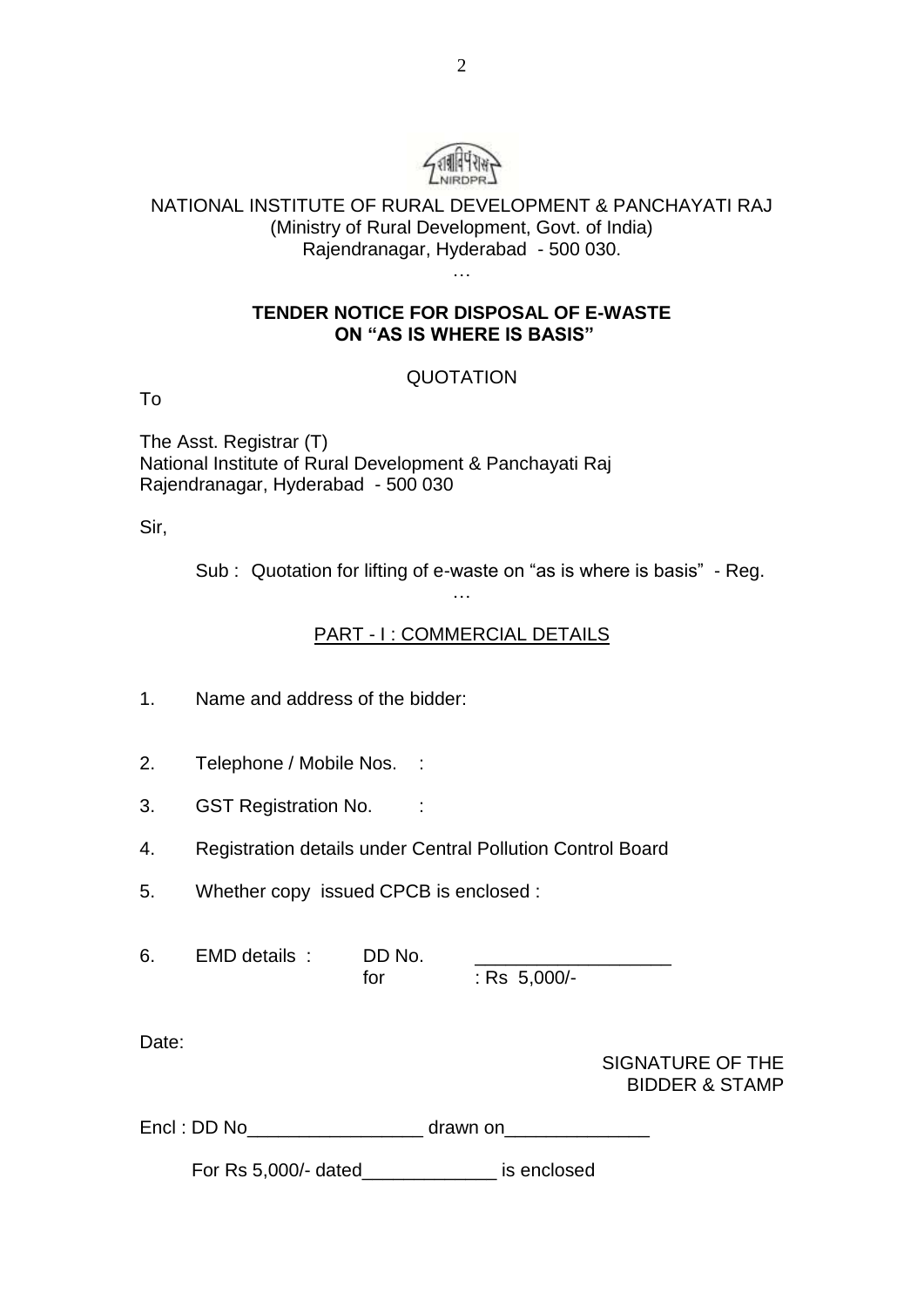NATIONAL INSTITUTE OF RURAL DEVELOPMENT & PANCHAYATI RAJ
(Ministry of Rural Development, Govt. of India)
Rajendranagar, Hyderabad - 500 030.

…

**TENDER NOTICE FOR DISPOSAL OF E-WASTE ON "AS IS WHERE IS BASIS"**

QUOTATION

To

The Asst. Registrar (T)
National Institute of Rural Development & Panchayati Raj
Rajendranagar, Hyderabad - 500 030

Sir,

Sub : Quotation for lifting of e-waste on "as is where is basis" - Reg.

…

PART - I : COMMERCIAL DETAILS

1. Name and address of the bidder:

2. Telephone / Mobile Nos. :

3. GST Registration No. :

4. Registration details under Central Pollution Control Board

5. Whether copy issued CPCB is enclosed :

6. EMD details : DD No. ___________________
   for : Rs 5,000/-

Date:

SIGNATURE OF THE BIDDER & STAMP

Encl : DD No_________________ drawn on______________

For Rs 5,000/- dated_____________ is enclosed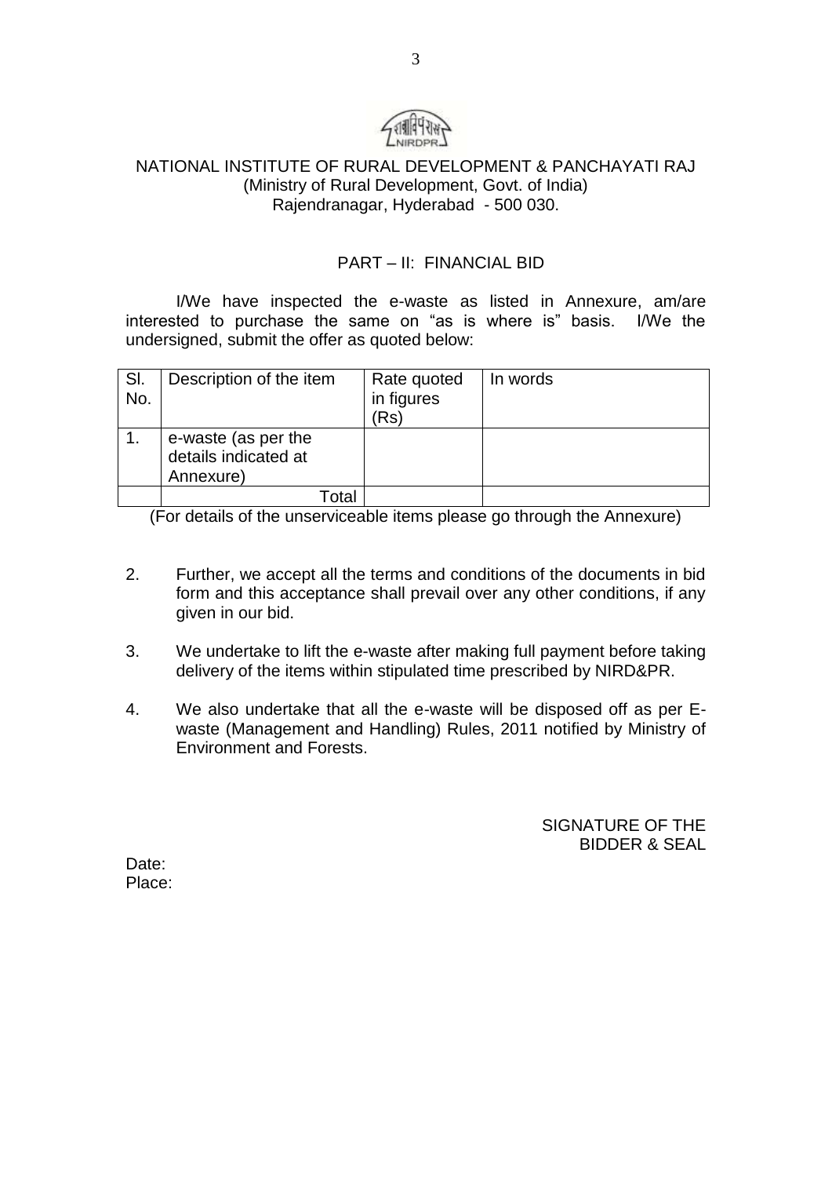NATIONAL INSTITUTE OF RURAL DEVELOPMENT & PANCHAYATI RAJ
(Ministry of Rural Development, Govt. of India)
Rajendranagar, Hyderabad - 500 030.

## PART – II: FINANCIAL BID

I/We have inspected the e-waste as listed in Annexure, am/are interested to purchase the same on "as is where is" basis. I/We the undersigned, submit the offer as quoted below:

| Sl. No. | Description of the item | Rate quoted in figures (Rs) | In words |
|---|---|---|---|
| 1. | e-waste (as per the details indicated at Annexure) | | |
| | Total | | |

(For details of the unserviceable items please go through the Annexure)

2. Further, we accept all the terms and conditions of the documents in bid form and this acceptance shall prevail over any other conditions, if any given in our bid.

3. We undertake to lift the e-waste after making full payment before taking delivery of the items within stipulated time prescribed by NIRD&PR.

4. We also undertake that all the e-waste will be disposed off as per E-waste (Management and Handling) Rules, 2011 notified by Ministry of Environment and Forests.

SIGNATURE OF THE BIDDER & SEAL

Date:
Place: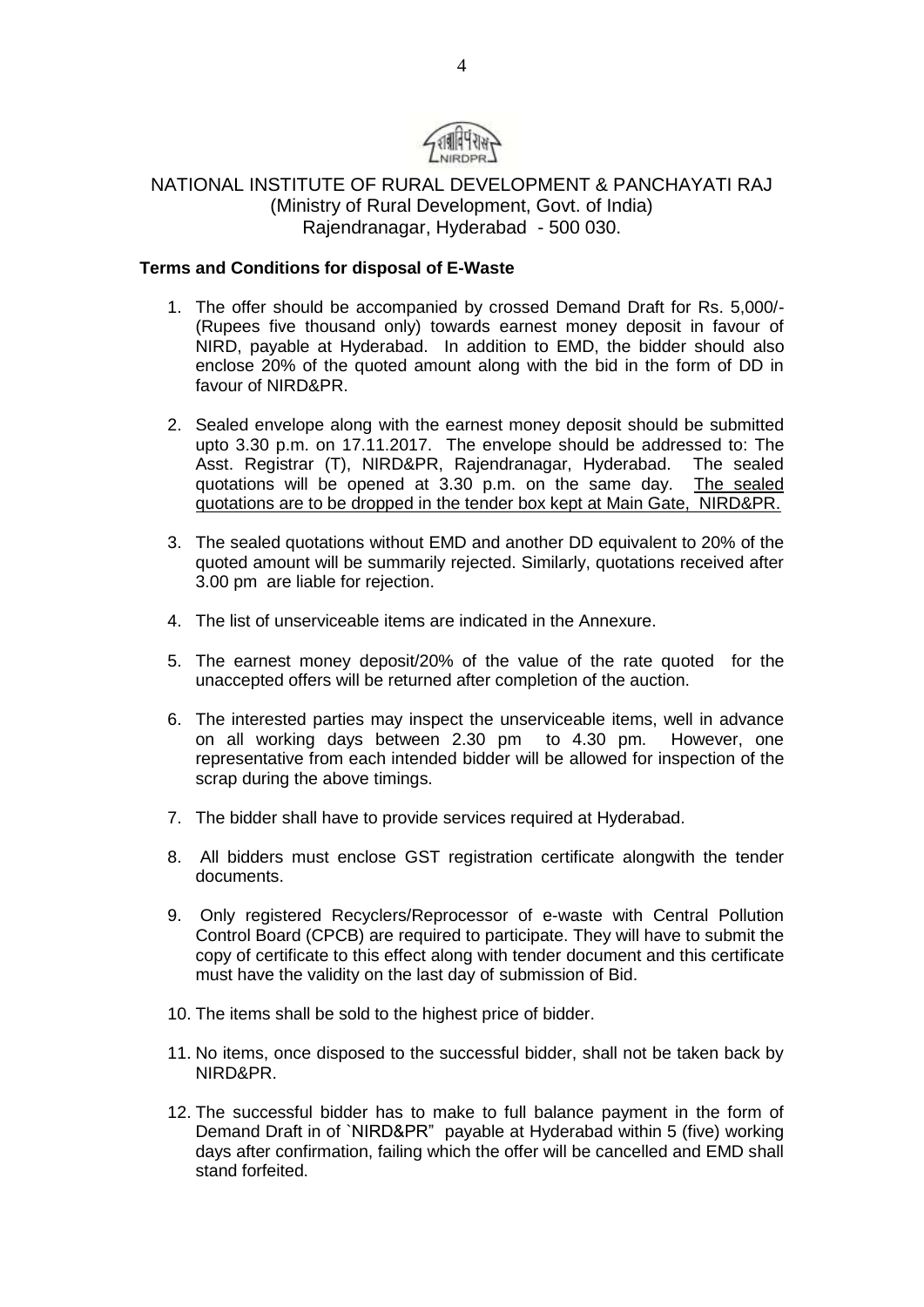NATIONAL INSTITUTE OF RURAL DEVELOPMENT & PANCHAYATI RAJ
(Ministry of Rural Development, Govt. of India)
Rajendranagar, Hyderabad - 500 030.

**Terms and Conditions for disposal of E-Waste**

1. The offer should be accompanied by crossed Demand Draft for Rs. 5,000/- (Rupees five thousand only) towards earnest money deposit in favour of NIRD, payable at Hyderabad. In addition to EMD, the bidder should also enclose 20% of the quoted amount along with the bid in the form of DD in favour of NIRD&PR.

2. Sealed envelope along with the earnest money deposit should be submitted upto 3.30 p.m. on 17.11.2017. The envelope should be addressed to: The Asst. Registrar (T), NIRD&PR, Rajendranagar, Hyderabad. The sealed quotations will be opened at 3.30 p.m. on the same day. <u>The sealed quotations are to be dropped in the tender box kept at Main Gate, NIRD&PR.</u>

3. The sealed quotations without EMD and another DD equivalent to 20% of the quoted amount will be summarily rejected. Similarly, quotations received after 3.00 pm are liable for rejection.

4. The list of unserviceable items are indicated in the Annexure.

5. The earnest money deposit/20% of the value of the rate quoted for the unaccepted offers will be returned after completion of the auction.

6. The interested parties may inspect the unserviceable items, well in advance on all working days between 2.30 pm to 4.30 pm. However, one representative from each intended bidder will be allowed for inspection of the scrap during the above timings.

7. The bidder shall have to provide services required at Hyderabad.

8. All bidders must enclose GST registration certificate alongwith the tender documents.

9. Only registered Recyclers/Reprocessor of e-waste with Central Pollution Control Board (CPCB) are required to participate. They will have to submit the copy of certificate to this effect along with tender document and this certificate must have the validity on the last day of submission of Bid.

10. The items shall be sold to the highest price of bidder.

11. No items, once disposed to the successful bidder, shall not be taken back by NIRD&PR.

12. The successful bidder has to make to full balance payment in the form of Demand Draft in of `NIRD&PR" payable at Hyderabad within 5 (five) working days after confirmation, failing which the offer will be cancelled and EMD shall stand forfeited.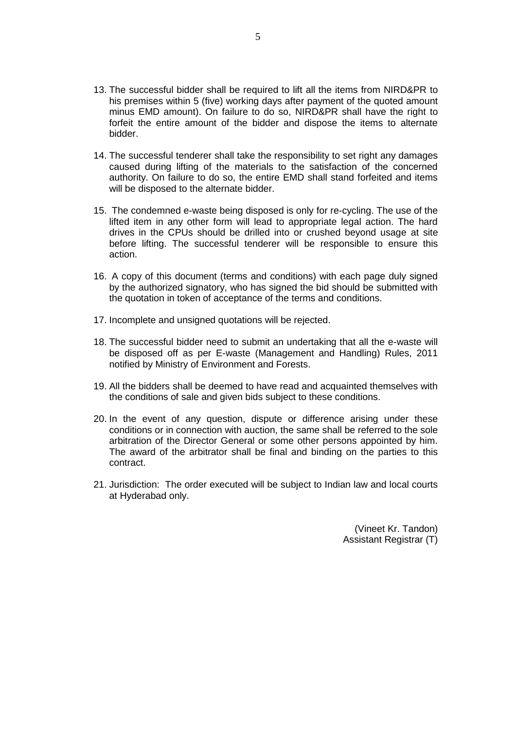13. The successful bidder shall be required to lift all the items from NIRD&PR to his premises within 5 (five) working days after payment of the quoted amount minus EMD amount). On failure to do so, NIRD&PR shall have the right to forfeit the entire amount of the bidder and dispose the items to alternate bidder.

14. The successful tenderer shall take the responsibility to set right any damages caused during lifting of the materials to the satisfaction of the concerned authority. On failure to do so, the entire EMD shall stand forfeited and items will be disposed to the alternate bidder.

15. The condemned e-waste being disposed is only for re-cycling. The use of the lifted item in any other form will lead to appropriate legal action. The hard drives in the CPUs should be drilled into or crushed beyond usage at site before lifting. The successful tenderer will be responsible to ensure this action.

16. A copy of this document (terms and conditions) with each page duly signed by the authorized signatory, who has signed the bid should be submitted with the quotation in token of acceptance of the terms and conditions.

17. Incomplete and unsigned quotations will be rejected.

18. The successful bidder need to submit an undertaking that all the e-waste will be disposed off as per E-waste (Management and Handling) Rules, 2011 notified by Ministry of Environment and Forests.

19. All the bidders shall be deemed to have read and acquainted themselves with the conditions of sale and given bids subject to these conditions.

20. In the event of any question, dispute or difference arising under these conditions or in connection with auction, the same shall be referred to the sole arbitration of the Director General or some other persons appointed by him. The award of the arbitrator shall be final and binding on the parties to this contract.

21. Jurisdiction: The order executed will be subject to Indian law and local courts at Hyderabad only.

(Vineet Kr. Tandon)
Assistant Registrar (T)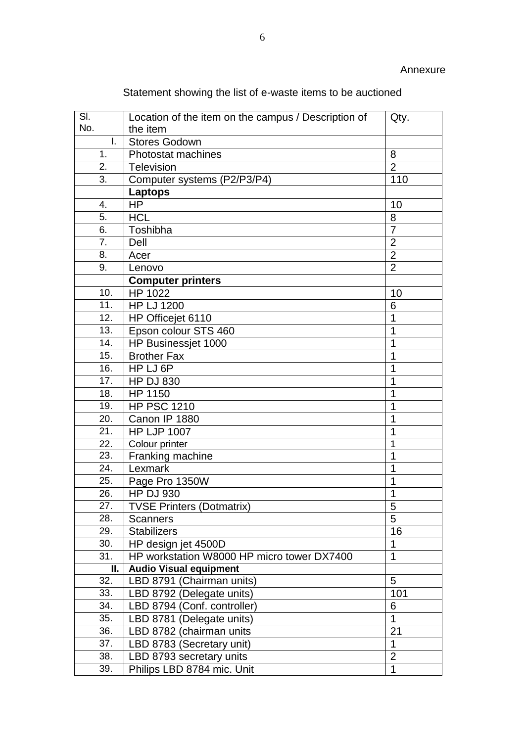Annexure

Statement showing the list of e-waste items to be auctioned

| Sl. No. | Location of the item on the campus / Description of the item | Qty. |
|---|---|---|
| I. | Stores Godown | |
| 1. | Photostat machines | 8 |
| 2. | Television | 2 |
| 3. | Computer systems (P2/P3/P4) | 110 |
| | **Laptops** | |
| 4. | HP | 10 |
| 5. | HCL | 8 |
| 6. | Toshibha | 7 |
| 7. | Dell | 2 |
| 8. | Acer | 2 |
| 9. | Lenovo | 2 |
| | **Computer printers** | |
| 10. | HP 1022 | 10 |
| 11. | HP LJ 1200 | 6 |
| 12. | HP Officejet 6110 | 1 |
| 13. | Epson colour STS 460 | 1 |
| 14. | HP Businessjet 1000 | 1 |
| 15. | Brother Fax | 1 |
| 16. | HP LJ 6P | 1 |
| 17. | HP DJ 830 | 1 |
| 18. | HP 1150 | 1 |
| 19. | HP PSC 1210 | 1 |
| 20. | Canon IP 1880 | 1 |
| 21. | HP LJP 1007 | 1 |
| 22. | Colour printer | 1 |
| 23. | Franking machine | 1 |
| 24. | Lexmark | 1 |
| 25. | Page Pro 1350W | 1 |
| 26. | HP DJ 930 | 1 |
| 27. | TVSE Printers (Dotmatrix) | 5 |
| 28. | Scanners | 5 |
| 29. | Stabilizers | 16 |
| 30. | HP design jet 4500D | 1 |
| 31. | HP workstation W8000 HP micro tower DX7400 | 1 |
| **II.** | **Audio Visual equipment** | |
| 32. | LBD 8791 (Chairman units) | 5 |
| 33. | LBD 8792 (Delegate units) | 101 |
| 34. | LBD 8794 (Conf. controller) | 6 |
| 35. | LBD 8781 (Delegate units) | 1 |
| 36. | LBD 8782 (chairman units | 21 |
| 37. | LBD 8783 (Secretary unit) | 1 |
| 38. | LBD 8793 secretary units | 2 |
| 39. | Philips LBD 8784 mic. Unit | 1 |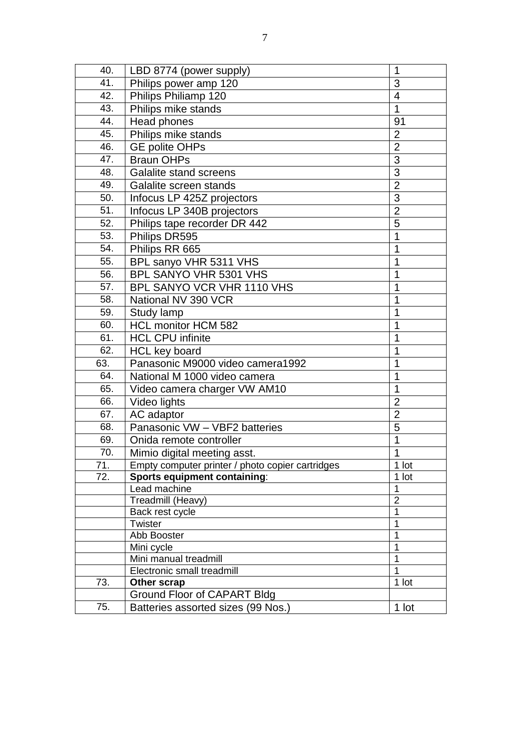| | | |
|---|---|---|
| 40. | LBD 8774 (power supply) | 1 |
| 41. | Philips power amp 120 | 3 |
| 42. | Philips Philiamp 120 | 4 |
| 43. | Philips mike stands | 1 |
| 44. | Head phones | 91 |
| 45. | Philips mike stands | 2 |
| 46. | GE polite OHPs | 2 |
| 47. | Braun OHPs | 3 |
| 48. | Galalite stand screens | 3 |
| 49. | Galalite screen stands | 2 |
| 50. | Infocus LP 425Z projectors | 3 |
| 51. | Infocus LP 340B projectors | 2 |
| 52. | Philips tape recorder DR 442 | 5 |
| 53. | Philips DR595 | 1 |
| 54. | Philips RR 665 | 1 |
| 55. | BPL sanyo VHR 5311 VHS | 1 |
| 56. | BPL SANYO VHR 5301 VHS | 1 |
| 57. | BPL SANYO VCR VHR 1110 VHS | 1 |
| 58. | National NV 390 VCR | 1 |
| 59. | Study lamp | 1 |
| 60. | HCL monitor HCM 582 | 1 |
| 61. | HCL CPU infinite | 1 |
| 62. | HCL key board | 1 |
| 63. | Panasonic M9000 video camera1992 | 1 |
| 64. | National M 1000 video camera | 1 |
| 65. | Video camera charger VW AM10 | 1 |
| 66. | Video lights | 2 |
| 67. | AC adaptor | 2 |
| 68. | Panasonic VW – VBF2 batteries | 5 |
| 69. | Onida remote controller | 1 |
| 70. | Mimio digital meeting asst. | 1 |
| 71. | Empty computer printer / photo copier cartridges | 1 lot |
| 72. | **Sports equipment containing**: | 1 lot |
| | Lead machine | 1 |
| | Treadmill (Heavy) | 2 |
| | Back rest cycle | 1 |
| | Twister | 1 |
| | Abb Booster | 1 |
| | Mini cycle | 1 |
| | Mini manual treadmill | 1 |
| | Electronic small treadmill | 1 |
| 73. | **Other scrap** | 1 lot |
| | Ground Floor of CAPART Bldg | |
| 75. | Batteries assorted sizes (99 Nos.) | 1 lot |